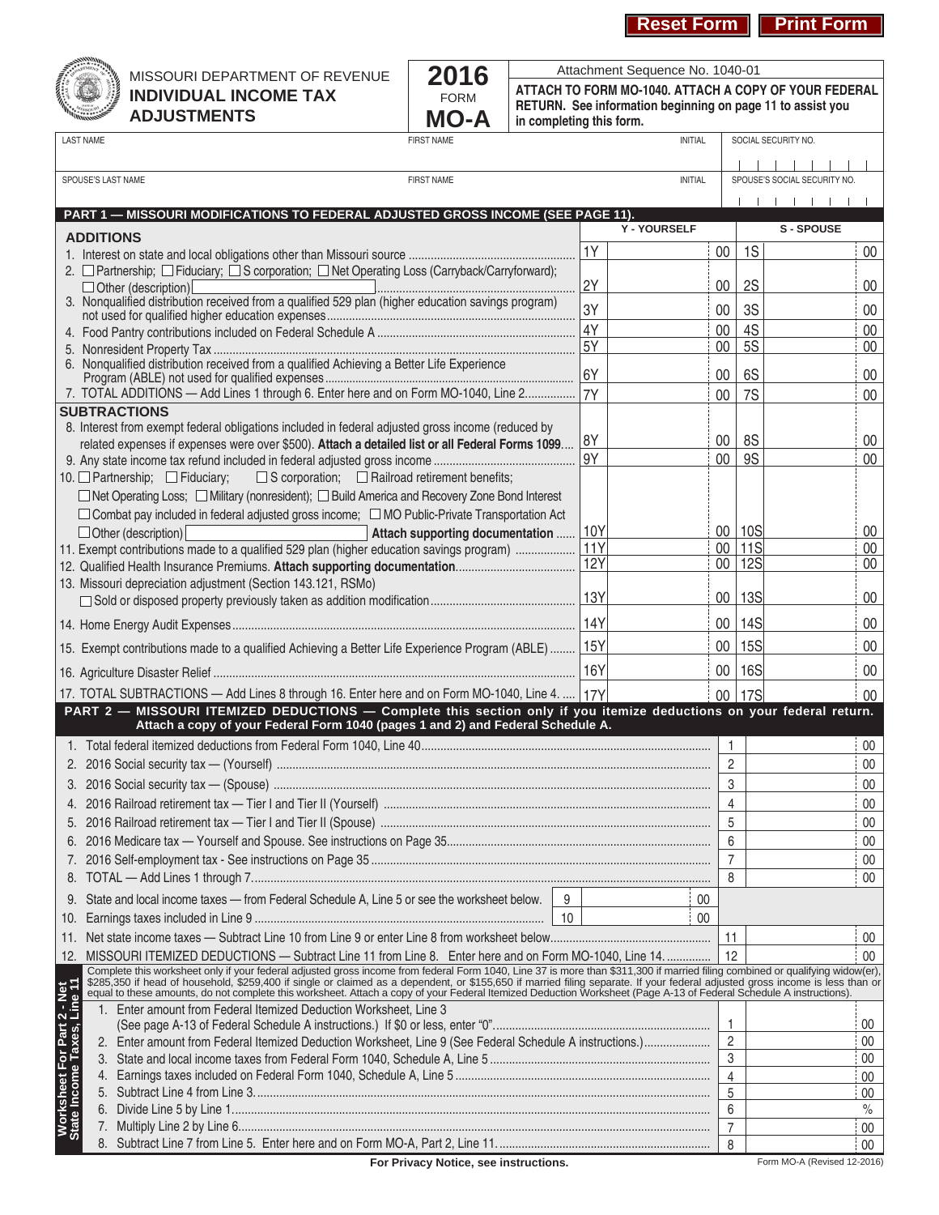Reset Form | Print Form

# MISSOURI DEPARTMENT OF REVENUE
## INDIVIDUAL INCOME TAX ADJUSTMENTS

**2016**
FORM
**MO-A**

Attachment Sequence No. 1040-01

**ATTACH TO FORM MO-1040. ATTACH A COPY OF YOUR FEDERAL RETURN. See information beginning on page 11 to assist you in completing this form.**

| LAST NAME | FIRST NAME | INITIAL | SOCIAL SECURITY NO. |
|---|---|---|---|
| | | | |
| SPOUSE'S LAST NAME | FIRST NAME | INITIAL | SPOUSE'S SOCIAL SECURITY NO. |
| | | | |

## PART 1 — MISSOURI MODIFICATIONS TO FEDERAL ADJUSTED GROSS INCOME (SEE PAGE 11).

| | | Y - YOURSELF | | S - SPOUSE |
|---|---|---|---|---|
| **ADDITIONS** | | | | |
| 1. Interest on state and local obligations other than Missouri source | 1Y | 00 | 1S | 00 |
| 2. ☐ Partnership; ☐ Fiduciary; ☐ S corporation; ☐ Net Operating Loss (Carryback/Carryforward); ☐ Other (description) | 2Y | 00 | 2S | 00 |
| 3. Nonqualified distribution received from a qualified 529 plan (higher education savings program) not used for qualified higher education expenses | 3Y | 00 | 3S | 00 |
| 4. Food Pantry contributions included on Federal Schedule A | 4Y | 00 | 4S | 00 |
| 5. Nonresident Property Tax | 5Y | 00 | 5S | 00 |
| 6. Nonqualified distribution received from a qualified Achieving a Better Life Experience Program (ABLE) not used for qualified expenses | 6Y | 00 | 6S | 00 |
| 7. TOTAL ADDITIONS — Add Lines 1 through 6. Enter here and on Form MO-1040, Line 2 | 7Y | 00 | 7S | 00 |
| **SUBTRACTIONS** | | | | |
| 8. Interest from exempt federal obligations included in federal adjusted gross income (reduced by related expenses if expenses were over $500). **Attach a detailed list or all Federal Forms 1099** | 8Y | 00 | 8S | 00 |
| 9. Any state income tax refund included in federal adjusted gross income | 9Y | 00 | 9S | 00 |
| 10. ☐ Partnership; ☐ Fiduciary; ☐ S corporation; ☐ Railroad retirement benefits; ☐ Net Operating Loss; ☐ Military (nonresident); ☐ Build America and Recovery Zone Bond Interest ☐ Combat pay included in federal adjusted gross income; ☐ MO Public-Private Transportation Act ☐ Other (description) **Attach supporting documentation** | 10Y | 00 | 10S | 00 |
| 11. Exempt contributions made to a qualified 529 plan (higher education savings program) | 11Y | 00 | 11S | 00 |
| 12. Qualified Health Insurance Premiums. **Attach supporting documentation.** | 12Y | 00 | 12S | 00 |
| 13. Missouri depreciation adjustment (Section 143.121, RSMo) ☐ Sold or disposed property previously taken as addition modification | 13Y | 00 | 13S | 00 |
| 14. Home Energy Audit Expenses | 14Y | 00 | 14S | 00 |
| 15. Exempt contributions made to a qualified Achieving a Better Life Experience Program (ABLE) | 15Y | 00 | 15S | 00 |
| 16. Agriculture Disaster Relief | 16Y | 00 | 16S | 00 |
| 17. TOTAL SUBTRACTIONS — Add Lines 8 through 16. Enter here and on Form MO-1040, Line 4. | 17Y | 00 | 17S | 00 |

## PART 2 — MISSOURI ITEMIZED DEDUCTIONS — Complete this section only if you itemize deductions on your federal return.
**Attach a copy of your Federal Form 1040 (pages 1 and 2) and Federal Schedule A.**

| | | | | |
|---|---|---|---|---|
| 1. Total federal itemized deductions from Federal Form 1040, Line 40 | | | 1 | 00 |
| 2. 2016 Social security tax — (Yourself) | | | 2 | 00 |
| 3. 2016 Social security tax — (Spouse) | | | 3 | 00 |
| 4. 2016 Railroad retirement tax — Tier I and Tier II (Yourself) | | | 4 | 00 |
| 5. 2016 Railroad retirement tax — Tier I and Tier II (Spouse) | | | 5 | 00 |
| 6. 2016 Medicare tax — Yourself and Spouse. See instructions on Page 35 | | | 6 | 00 |
| 7. 2016 Self-employment tax - See instructions on Page 35 | | | 7 | 00 |
| 8. TOTAL — Add Lines 1 through 7 | | | 8 | 00 |
| 9. State and local income taxes — from Federal Schedule A, Line 5 or see the worksheet below. | 9 | 00 | | |
| 10. Earnings taxes included in Line 9 | 10 | 00 | | |
| 11. Net state income taxes — Subtract Line 10 from Line 9 or enter Line 8 from worksheet below | | | 11 | 00 |
| 12. MISSOURI ITEMIZED DEDUCTIONS — Subtract Line 11 from Line 8. Enter here and on Form MO-1040, Line 14 | | | 12 | 00 |

### Worksheet For Part 2 - Net State Income Taxes, Line 11

Complete this worksheet only if your federal adjusted gross income from federal Form 1040, Line 37 is more than $311,300 if married filing combined or qualifying widow(er), $285,350 if head of household, $259,400 if single or claimed as a dependent, or $155,650 if married filing separate. If your federal adjusted gross income is less than or equal to these amounts, do not complete this worksheet. Attach a copy of your Federal Itemized Deduction Worksheet (Page A-13 of Federal Schedule A instructions).

| | | |
|---|---|---|
| 1. Enter amount from Federal Itemized Deduction Worksheet, Line 3 (See page A-13 of Federal Schedule A instructions.) If $0 or less, enter "0" | 1 | 00 |
| 2. Enter amount from Federal Itemized Deduction Worksheet, Line 9 (See Federal Schedule A instructions.) | 2 | 00 |
| 3. State and local income taxes from Federal Form 1040, Schedule A, Line 5 | 3 | 00 |
| 4. Earnings taxes included on Federal Form 1040, Schedule A, Line 5 | 4 | 00 |
| 5. Subtract Line 4 from Line 3 | 5 | 00 |
| 6. Divide Line 5 by Line 1 | 6 | % |
| 7. Multiply Line 2 by Line 6 | 7 | 00 |
| 8. Subtract Line 7 from Line 5. Enter here and on Form MO-A, Part 2, Line 11 | 8 | 00 |

**For Privacy Notice, see instructions.**

Form MO-A (Revised 12-2016)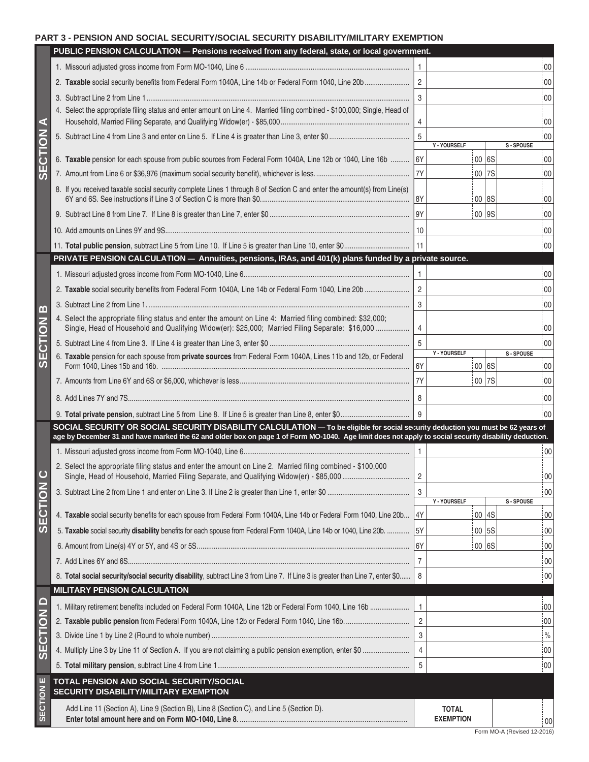## PART 3 - PENSION AND SOCIAL SECURITY/SOCIAL SECURITY DISABILITY/MILITARY EXEMPTION

### SECTION A

**PUBLIC PENSION CALCULATION — Pensions received from any federal, state, or local government.**

| | | | | | |
|---|---|---|---|---|---|
| 1. Missouri adjusted gross income from Form MO-1040, Line 6 | 1 | | 00 | | |
| 2. **Taxable** social security benefits from Federal Form 1040A, Line 14b or Federal Form 1040, Line 20b | 2 | | 00 | | |
| 3. Subtract Line 2 from Line 1 | 3 | | 00 | | |
| 4. Select the appropriate filing status and enter amount on Line 4. Married filing combined - $100,000; Single, Head of Household, Married Filing Separate, and Qualifying Widow(er) - $85,000 | 4 | | 00 | | |
| 5. Subtract Line 4 from Line 3 and enter on Line 5. If Line 4 is greater than Line 3, enter $0 | 5 | | 00 | | |
| | | Y - YOURSELF | | | S - SPOUSE |
| 6. **Taxable** pension for each spouse from public sources from Federal Form 1040A, Line 12b or 1040, Line 16b | 6Y | 00 | 6S | | 00 |
| 7. Amount from Line 6 or $36,976 (maximum social security benefit), whichever is less. | 7Y | 00 | 7S | | 00 |
| 8. If you received taxable social security complete Lines 1 through 8 of Section C and enter the amount(s) from Line(s) 6Y and 6S. See instructions if Line 3 of Section C is more than $0. | 8Y | 00 | 8S | | 00 |
| 9. Subtract Line 8 from Line 7. If Line 8 is greater than Line 7, enter $0 | 9Y | 00 | 9S | | 00 |
| 10. Add amounts on Lines 9Y and 9S | 10 | | 00 | | |
| 11. **Total public pension**, subtract Line 5 from Line 10. If Line 5 is greater than Line 10, enter $0 | 11 | | 00 | | |

### SECTION B

**PRIVATE PENSION CALCULATION — Annuities, pensions, IRAs, and 401(k) plans funded by a private source.**

| | | | | | |
|---|---|---|---|---|---|
| 1. Missouri adjusted gross income from Form MO-1040, Line 6 | 1 | | 00 | | |
| 2. **Taxable** social security benefits from Federal Form 1040A, Line 14b or Federal Form 1040, Line 20b | 2 | | 00 | | |
| 3. Subtract Line 2 from Line 1. | 3 | | 00 | | |
| 4. Select the appropriate filing status and enter the amount on Line 4: Married filing combined: $32,000; Single, Head of Household and Qualifying Widow(er): $25,000; Married Filing Separate: $16,000 | 4 | | 00 | | |
| 5. Subtract Line 4 from Line 3. If Line 4 is greater than Line 3, enter $0 | 5 | | 00 | | |
| | | Y - YOURSELF | | | S - SPOUSE |
| 6. **Taxable** pension for each spouse from **private sources** from Federal Form 1040A, Lines 11b and 12b, or Federal Form 1040, Lines 15b and 16b. | 6Y | 00 | 6S | | 00 |
| 7. Amounts from Line 6Y and 6S or $6,000, whichever is less | 7Y | 00 | 7S | | 00 |
| 8. Add Lines 7Y and 7S | 8 | | 00 | | |
| 9. **Total private pension**, subtract Line 5 from Line 8. If Line 5 is greater than Line 8, enter $0 | 9 | | 00 | | |

### SECTION C

**SOCIAL SECURITY OR SOCIAL SECURITY DISABILITY CALCULATION — To be eligible for social security deduction you must be 62 years of age by December 31 and have marked the 62 and older box on page 1 of Form MO-1040. Age limit does not apply to social security disability deduction.**

| | | | | | |
|---|---|---|---|---|---|
| 1. Missouri adjusted gross income from Form MO-1040, Line 6 | 1 | | 00 | | |
| 2. Select the appropriate filing status and enter the amount on Line 2. Married filing combined - $100,000 Single, Head of Household, Married Filing Separate, and Qualifying Widow(er) - $85,000 | 2 | | 00 | | |
| 3. Subtract Line 2 from Line 1 and enter on Line 3. If Line 2 is greater than Line 1, enter $0 | 3 | | 00 | | |
| | | Y - YOURSELF | | | S - SPOUSE |
| 4. **Taxable** social security benefits for each spouse from Federal Form 1040A, Line 14b or Federal Form 1040, Line 20b | 4Y | 00 | 4S | | 00 |
| 5. **Taxable** social security **disability** benefits for each spouse from Federal Form 1040A, Line 14b or 1040, Line 20b. | 5Y | 00 | 5S | | 00 |
| 6. Amount from Line(s) 4Y or 5Y, and 4S or 5S | 6Y | 00 | 6S | | 00 |
| 7. Add Lines 6Y and 6S | 7 | | 00 | | |
| 8. **Total social security/social security disability**, subtract Line 3 from Line 7. If Line 3 is greater than Line 7, enter $0 | 8 | | 00 | | |

### SECTION D

**MILITARY PENSION CALCULATION**

| | | | |
|---|---|---|---|
| 1. Military retirement benefits included on Federal Form 1040A, Line 12b or Federal Form 1040, Line 16b | 1 | | 00 |
| 2. **Taxable public pension** from Federal Form 1040A, Line 12b or Federal Form 1040, Line 16b. | 2 | | 00 |
| 3. Divide Line 1 by Line 2 (Round to whole number) | 3 | | % |
| 4. Multiply Line 3 by Line 11 of Section A. If you are not claiming a public pension exemption, enter $0 | 4 | | 00 |
| 5. **Total military pension**, subtract Line 4 from Line 1 | 5 | | 00 |

### SECTION E

**TOTAL PENSION AND SOCIAL SECURITY/SOCIAL SECURITY DISABILITY/MILITARY EXEMPTION**

| | | | |
|---|---|---|---|
| Add Line 11 (Section A), Line 9 (Section B), Line 8 (Section C), and Line 5 (Section D). **Enter total amount here and on Form MO-1040, Line 8.** | **TOTAL EXEMPTION** | | 00 |

Form MO-A (Revised 12-2016)